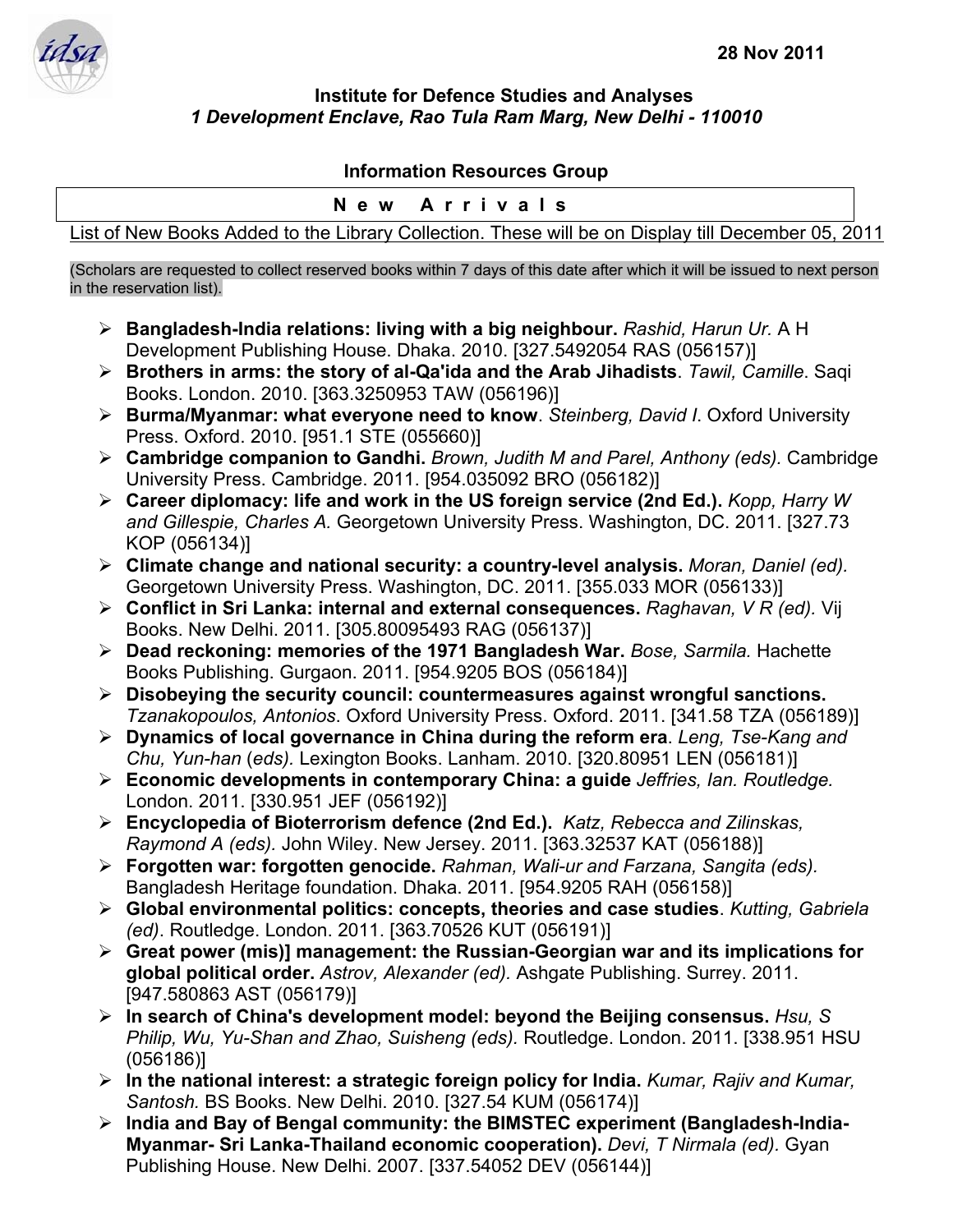28 Nov 2011

**Institute for Defence Studies and Analyses**
***1 Development Enclave, Rao Tula Ram Marg, New Delhi - 110010***

**Information Resources Group**

**N e w   A r r i v a l s**

List of New Books Added to the Library Collection. These will be on Display till December 05, 2011

(Scholars are requested to collect reserved books within 7 days of this date after which it will be issued to next person in the reservation list).

- **Bangladesh-India relations: living with a big neighbour.** *Rashid, Harun Ur.* A H Development Publishing House. Dhaka. 2010. [327.5492054 RAS (056157)]
- **Brothers in arms: the story of al-Qa'ida and the Arab Jihadists**. *Tawil, Camille*. Saqi Books. London. 2010. [363.3250953 TAW (056196)]
- **Burma/Myanmar: what everyone need to know**. *Steinberg, David I*. Oxford University Press. Oxford. 2010. [951.1 STE (055660)]
- **Cambridge companion to Gandhi.** *Brown, Judith M and Parel, Anthony (eds).* Cambridge University Press. Cambridge. 2011. [954.035092 BRO (056182)]
- **Career diplomacy: life and work in the US foreign service (2nd Ed.).** *Kopp, Harry W and Gillespie, Charles A.* Georgetown University Press. Washington, DC. 2011. [327.73 KOP (056134)]
- **Climate change and national security: a country-level analysis.** *Moran, Daniel (ed).* Georgetown University Press. Washington, DC. 2011. [355.033 MOR (056133)]
- **Conflict in Sri Lanka: internal and external consequences.** *Raghavan, V R (ed).* Vij Books. New Delhi. 2011. [305.80095493 RAG (056137)]
- **Dead reckoning: memories of the 1971 Bangladesh War.** *Bose, Sarmila.* Hachette Books Publishing. Gurgaon. 2011. [954.9205 BOS (056184)]
- **Disobeying the security council: countermeasures against wrongful sanctions.** *Tzanakopoulos, Antonios*. Oxford University Press. Oxford. 2011. [341.58 TZA (056189)]
- **Dynamics of local governance in China during the reform era**. *Leng, Tse-Kang and Chu, Yun-han (eds).* Lexington Books. Lanham. 2010. [320.80951 LEN (056181)]
- **Economic developments in contemporary China: a guide** *Jeffries, Ian. Routledge.* London. 2011. [330.951 JEF (056192)]
- **Encyclopedia of Bioterrorism defence (2nd Ed.).** *Katz, Rebecca and Zilinskas, Raymond A (eds).* John Wiley. New Jersey. 2011. [363.32537 KAT (056188)]
- **Forgotten war: forgotten genocide.** *Rahman, Wali-ur and Farzana, Sangita (eds).* Bangladesh Heritage foundation. Dhaka. 2011. [954.9205 RAH (056158)]
- **Global environmental politics: concepts, theories and case studies**. *Kutting, Gabriela (ed)*. Routledge. London. 2011. [363.70526 KUT (056191)]
- **Great power (mis)] management: the Russian-Georgian war and its implications for global political order.** *Astrov, Alexander (ed).* Ashgate Publishing. Surrey. 2011. [947.580863 AST (056179)]
- **In search of China's development model: beyond the Beijing consensus.** *Hsu, S Philip, Wu, Yu-Shan and Zhao, Suisheng (eds).* Routledge. London. 2011. [338.951 HSU (056186)]
- **In the national interest: a strategic foreign policy for India.** *Kumar, Rajiv and Kumar, Santosh.* BS Books. New Delhi. 2010. [327.54 KUM (056174)]
- **India and Bay of Bengal community: the BIMSTEC experiment (Bangladesh-India-Myanmar- Sri Lanka-Thailand economic cooperation).** *Devi, T Nirmala (ed).* Gyan Publishing House. New Delhi. 2007. [337.54052 DEV (056144)]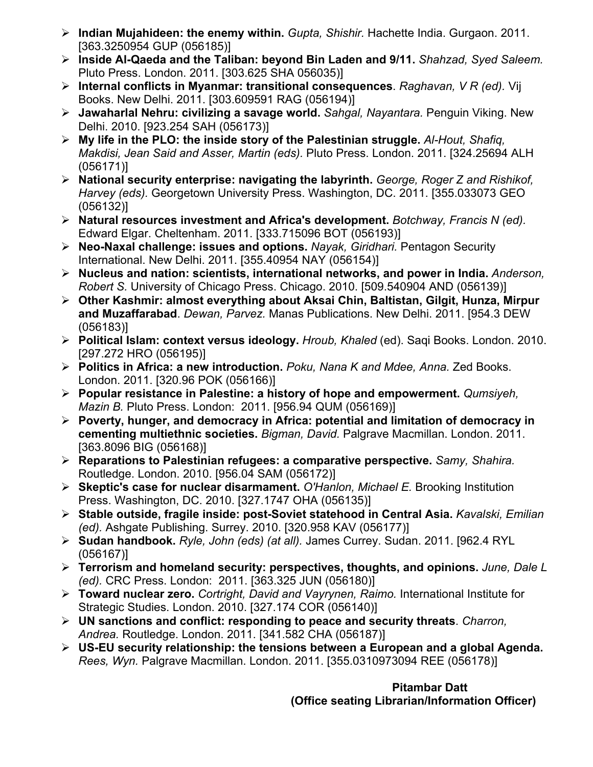- **Indian Mujahideen: the enemy within.** *Gupta, Shishir.* Hachette India. Gurgaon. 2011. [363.3250954 GUP (056185)]
- **Inside Al-Qaeda and the Taliban: beyond Bin Laden and 9/11.** *Shahzad, Syed Saleem.* Pluto Press. London. 2011. [303.625 SHA 056035)]
- **Internal conflicts in Myanmar: transitional consequences**. *Raghavan, V R (ed).* Vij Books. New Delhi. 2011. [303.609591 RAG (056194)]
- **Jawaharlal Nehru: civilizing a savage world.** *Sahgal, Nayantara.* Penguin Viking. New Delhi. 2010. [923.254 SAH (056173)]
- **My life in the PLO: the inside story of the Palestinian struggle.** *Al-Hout, Shafiq, Makdisi, Jean Said and Asser, Martin (eds).* Pluto Press. London. 2011. [324.25694 ALH (056171)]
- **National security enterprise: navigating the labyrinth.** *George, Roger Z and Rishikof, Harvey (eds).* Georgetown University Press. Washington, DC. 2011. [355.033073 GEO (056132)]
- **Natural resources investment and Africa's development.** *Botchway, Francis N (ed).* Edward Elgar. Cheltenham. 2011. [333.715096 BOT (056193)]
- **Neo-Naxal challenge: issues and options.** *Nayak, Giridhari.* Pentagon Security International. New Delhi. 2011. [355.40954 NAY (056154)]
- **Nucleus and nation: scientists, international networks, and power in India.** *Anderson, Robert S.* University of Chicago Press. Chicago. 2010. [509.540904 AND (056139)]
- **Other Kashmir: almost everything about Aksai Chin, Baltistan, Gilgit, Hunza, Mirpur and Muzaffarabad**. *Dewan, Parvez.* Manas Publications. New Delhi. 2011. [954.3 DEW (056183)]
- **Political Islam: context versus ideology.** *Hroub, Khaled* (ed). Saqi Books. London. 2010. [297.272 HRO (056195)]
- **Politics in Africa: a new introduction.** *Poku, Nana K and Mdee, Anna.* Zed Books. London. 2011. [320.96 POK (056166)]
- **Popular resistance in Palestine: a history of hope and empowerment.** *Qumsiyeh, Mazin B.* Pluto Press. London: 2011. [956.94 QUM (056169)]
- **Poverty, hunger, and democracy in Africa: potential and limitation of democracy in cementing multiethnic societies.** *Bigman, David.* Palgrave Macmillan. London. 2011. [363.8096 BIG (056168)]
- **Reparations to Palestinian refugees: a comparative perspective.** *Samy, Shahira.* Routledge. London. 2010. [956.04 SAM (056172)]
- **Skeptic's case for nuclear disarmament.** *O'Hanlon, Michael E.* Brooking Institution Press. Washington, DC. 2010. [327.1747 OHA (056135)]
- **Stable outside, fragile inside: post-Soviet statehood in Central Asia.** *Kavalski, Emilian (ed).* Ashgate Publishing. Surrey. 2010. [320.958 KAV (056177)]
- **Sudan handbook.** *Ryle, John (eds) (at all).* James Currey. Sudan. 2011. [962.4 RYL (056167)]
- **Terrorism and homeland security: perspectives, thoughts, and opinions.** *June, Dale L (ed).* CRC Press. London: 2011. [363.325 JUN (056180)]
- **Toward nuclear zero.** *Cortright, David and Vayrynen, Raimo.* International Institute for Strategic Studies. London. 2010. [327.174 COR (056140)]
- **UN sanctions and conflict: responding to peace and security threats**. *Charron, Andrea.* Routledge. London. 2011. [341.582 CHA (056187)]
- **US-EU security relationship: the tensions between a European and a global Agenda.** *Rees, Wyn.* Palgrave Macmillan. London. 2011. [355.0310973094 REE (056178)]

**Pitambar Datt**
**(Office seating Librarian/Information Officer)**